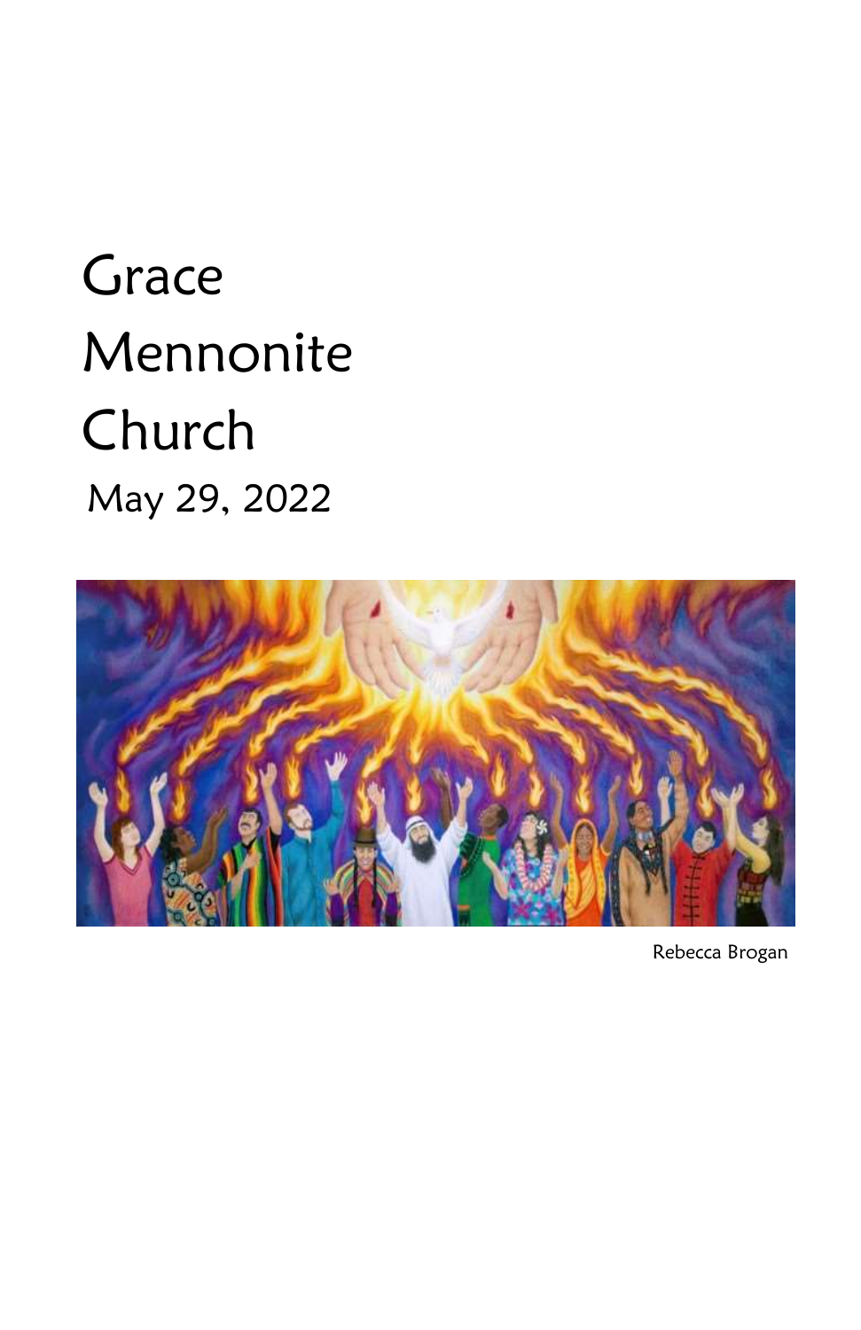# Grace Mennonite Church

May 29, 2022

Rebecca Brogan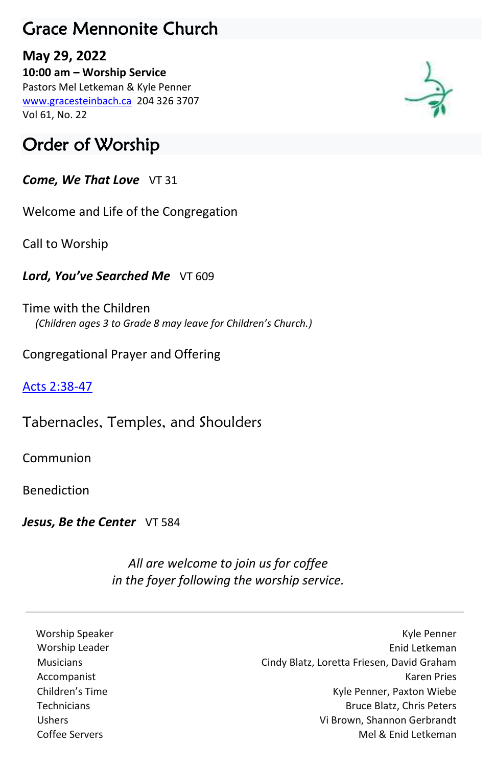# Grace Mennonite Church

**May 29, 2022**
**10:00 am – Worship Service**
Pastors Mel Letkeman & Kyle Penner
[www.gracesteinbach.ca](http://www.gracesteinbach.ca) 204 326 3707
Vol 61, No. 22

# Order of Worship

***Come, We That Love*** VT 31

Welcome and Life of the Congregation

Call to Worship

***Lord, You've Searched Me*** VT 609

Time with the Children
*(Children ages 3 to Grade 8 may leave for Children's Church.)*

Congregational Prayer and Offering

[Acts 2:38-47]()

Tabernacles, Temples, and Shoulders

Communion

Benediction

***Jesus, Be the Center*** VT 584

*All are welcome to join us for coffee in the foyer following the worship service.*

---

| | |
|---|---|
| Worship Speaker | Kyle Penner |
| Worship Leader | Enid Letkeman |
| Musicians | Cindy Blatz, Loretta Friesen, David Graham |
| Accompanist | Karen Pries |
| Children's Time | Kyle Penner, Paxton Wiebe |
| Technicians | Bruce Blatz, Chris Peters |
| Ushers | Vi Brown, Shannon Gerbrandt |
| Coffee Servers | Mel & Enid Letkeman |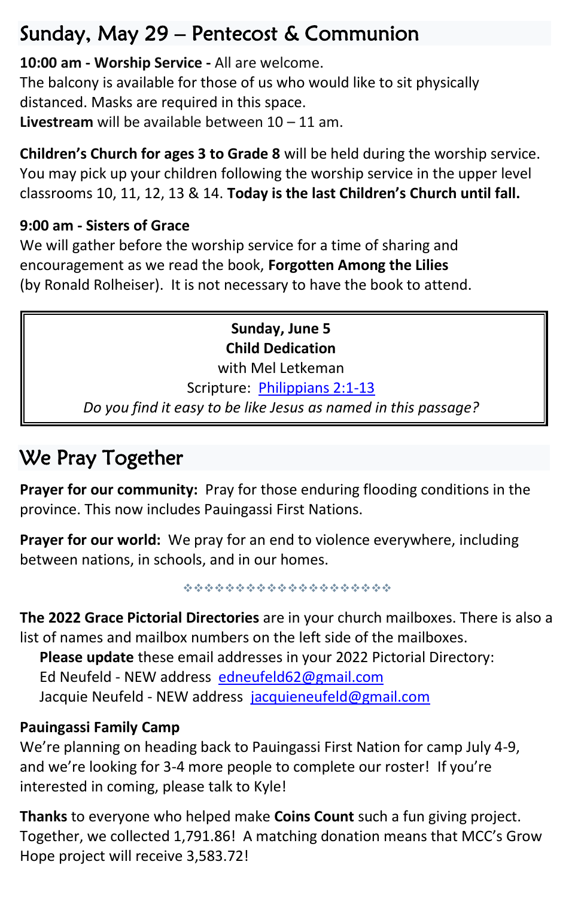## Sunday, May 29 – Pentecost & Communion

**10:00 am - Worship Service -** All are welcome.
The balcony is available for those of us who would like to sit physically distanced. Masks are required in this space.
**Livestream** will be available between 10 – 11 am.

**Children's Church for ages 3 to Grade 8** will be held during the worship service. You may pick up your children following the worship service in the upper level classrooms 10, 11, 12, 13 & 14. **Today is the last Children's Church until fall.**

**9:00 am - Sisters of Grace**
We will gather before the worship service for a time of sharing and encouragement as we read the book, **Forgotten Among the Lilies** (by Ronald Rolheiser). It is not necessary to have the book to attend.

**Sunday, June 5**
**Child Dedication**
with Mel Letkeman
Scripture: Philippians 2:1-13
*Do you find it easy to be like Jesus as named in this passage?*

## We Pray Together

**Prayer for our community:** Pray for those enduring flooding conditions in the province. This now includes Pauingassi First Nations.

**Prayer for our world:** We pray for an end to violence everywhere, including between nations, in schools, and in our homes.

❖❖❖❖❖❖❖❖❖❖❖❖❖❖❖❖❖❖❖❖❖

**The 2022 Grace Pictorial Directories** are in your church mailboxes. There is also a list of names and mailbox numbers on the left side of the mailboxes.
**Please update** these email addresses in your 2022 Pictorial Directory:
Ed Neufeld - NEW address edneufeld62@gmail.com
Jacquie Neufeld - NEW address jacquieneufeld@gmail.com

**Pauingassi Family Camp**
We're planning on heading back to Pauingassi First Nation for camp July 4-9, and we're looking for 3-4 more people to complete our roster! If you're interested in coming, please talk to Kyle!

**Thanks** to everyone who helped make **Coins Count** such a fun giving project. Together, we collected 1,791.86! A matching donation means that MCC's Grow Hope project will receive 3,583.72!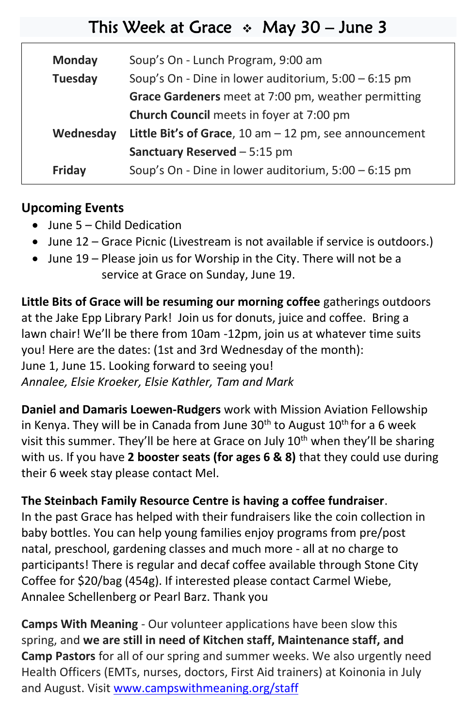# This Week at Grace ❖ May 30 – June 3

| | |
|---|---|
| **Monday** | Soup's On - Lunch Program, 9:00 am |
| **Tuesday** | Soup's On - Dine in lower auditorium, 5:00 – 6:15 pm |
| | **Grace Gardeners** meet at 7:00 pm, weather permitting |
| | **Church Council** meets in foyer at 7:00 pm |
| **Wednesday** | **Little Bit's of Grace**, 10 am – 12 pm, see announcement |
| | **Sanctuary Reserved** – 5:15 pm |
| **Friday** | Soup's On - Dine in lower auditorium, 5:00 – 6:15 pm |

## Upcoming Events

- June 5 – Child Dedication
- June 12 – Grace Picnic (Livestream is not available if service is outdoors.)
- June 19 – Please join us for Worship in the City. There will not be a service at Grace on Sunday, June 19.

**Little Bits of Grace will be resuming our morning coffee** gatherings outdoors at the Jake Epp Library Park! Join us for donuts, juice and coffee. Bring a lawn chair! We'll be there from 10am -12pm, join us at whatever time suits you! Here are the dates: (1st and 3rd Wednesday of the month):
June 1, June 15. Looking forward to seeing you!
*Annalee, Elsie Kroeker, Elsie Kathler, Tam and Mark*

**Daniel and Damaris Loewen-Rudgers** work with Mission Aviation Fellowship in Kenya. They will be in Canada from June 30th to August 10th for a 6 week visit this summer. They'll be here at Grace on July 10th when they'll be sharing with us. If you have **2 booster seats (for ages 6 & 8)** that they could use during their 6 week stay please contact Mel.

**The Steinbach Family Resource Centre is having a coffee fundraiser**.
In the past Grace has helped with their fundraisers like the coin collection in baby bottles. You can help young families enjoy programs from pre/post natal, preschool, gardening classes and much more - all at no charge to participants! There is regular and decaf coffee available through Stone City Coffee for $20/bag (454g). If interested please contact Carmel Wiebe, Annalee Schellenberg or Pearl Barz. Thank you

**Camps With Meaning** - Our volunteer applications have been slow this spring, and **we are still in need of Kitchen staff, Maintenance staff, and Camp Pastors** for all of our spring and summer weeks. We also urgently need Health Officers (EMTs, nurses, doctors, First Aid trainers) at Koinonia in July and August. Visit [www.campswithmeaning.org/staff](www.campswithmeaning.org/staff)